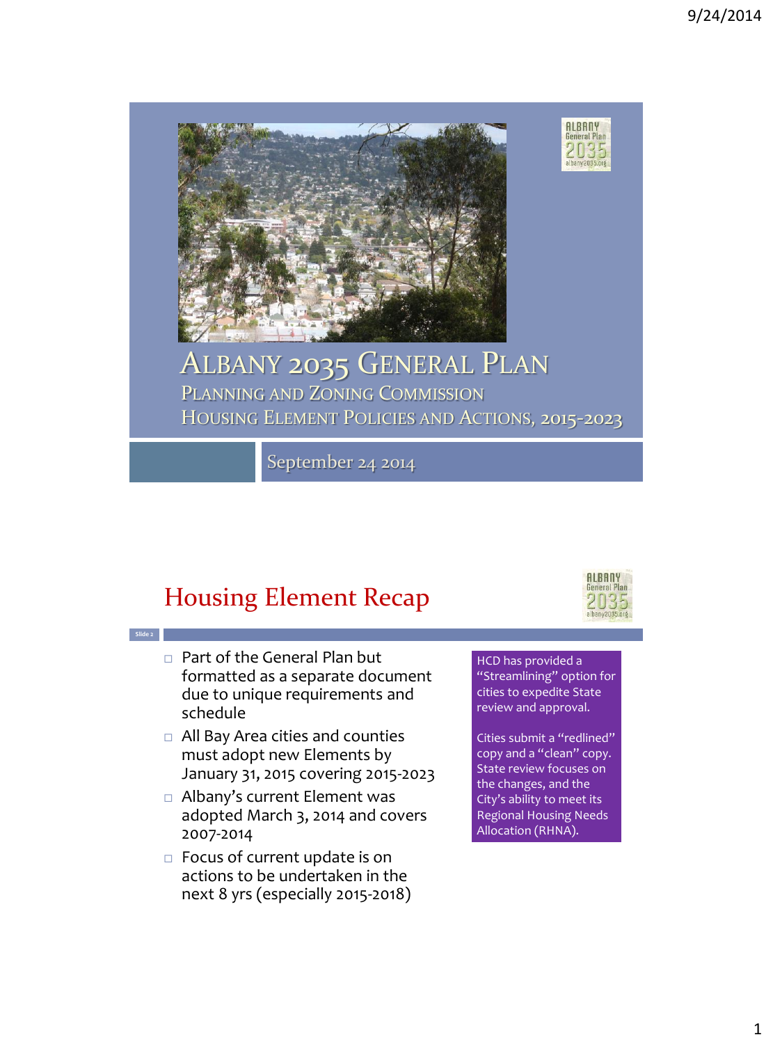# Albany 2035 General Plan

## Planning and Zoning Commission

## Housing Element Policies and Actions, 2015-2023

September 24 2014

## Housing Element Recap

- Part of the General Plan but formatted as a separate document due to unique requirements and schedule
- All Bay Area cities and counties must adopt new Elements by January 31, 2015 covering 2015-2023
- Albany's current Element was adopted March 3, 2014 and covers 2007-2014
- Focus of current update is on actions to be undertaken in the next 8 yrs (especially 2015-2018)

HCD has provided a "Streamlining" option for cities to expedite State review and approval.

Cities submit a "redlined" copy and a "clean" copy. State review focuses on the changes, and the City's ability to meet its Regional Housing Needs Allocation (RHNA).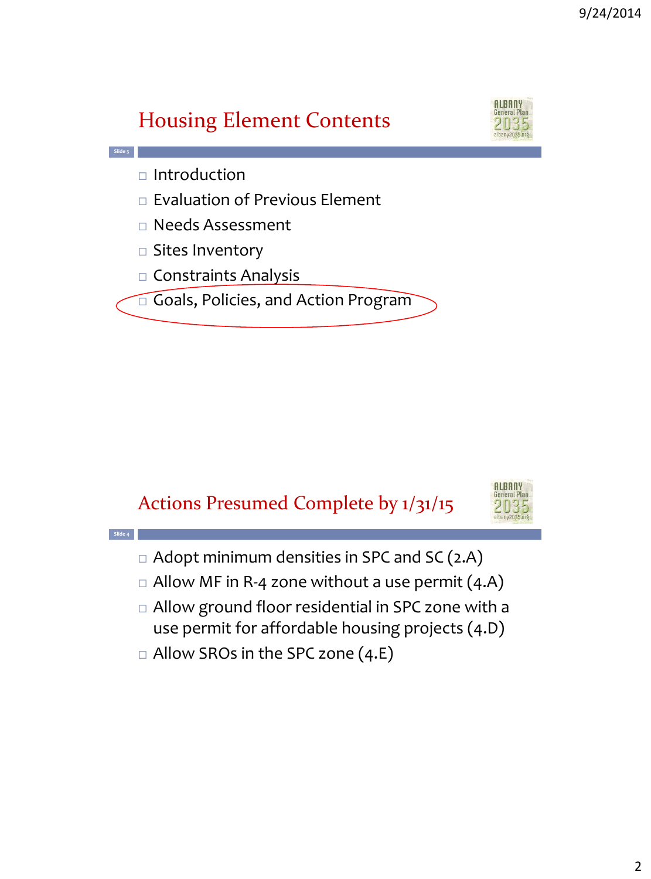## Housing Element Contents

- Introduction
- Evaluation of Previous Element
- Needs Assessment
- Sites Inventory
- Constraints Analysis
- Goals, Policies, and Action Program

## Actions Presumed Complete by 1/31/15

- Adopt minimum densities in SPC and SC (2.A)
- Allow MF in R-4 zone without a use permit (4.A)
- Allow ground floor residential in SPC zone with a use permit for affordable housing projects (4.D)
- Allow SROs in the SPC zone (4.E)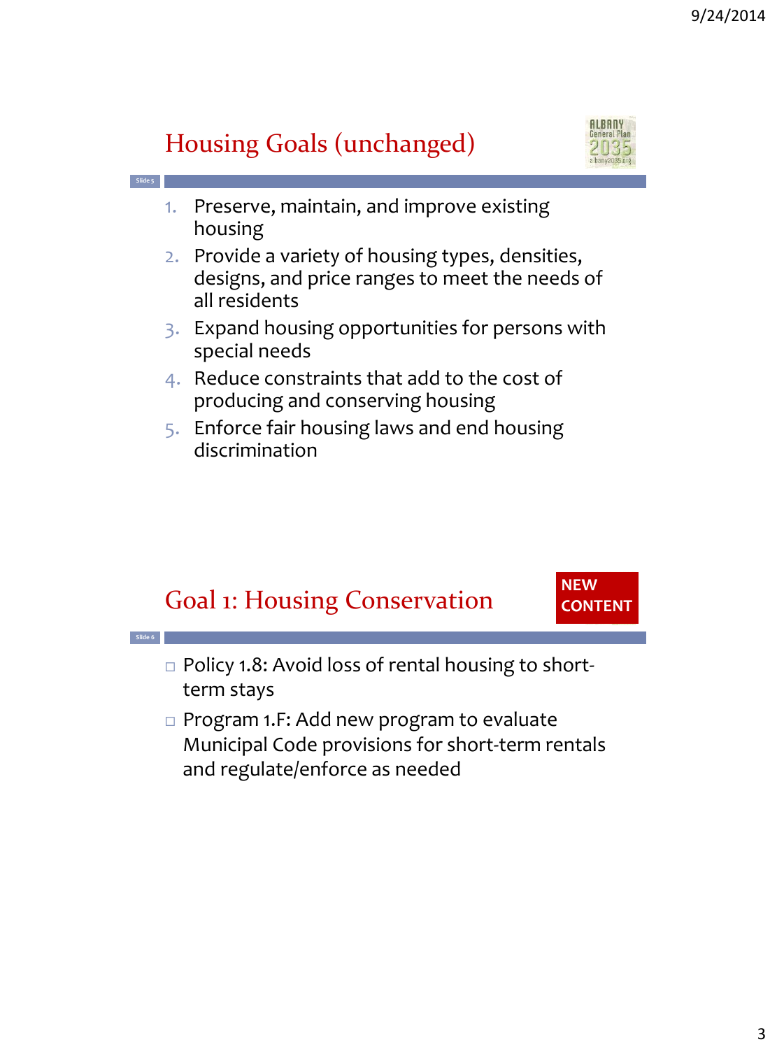## Housing Goals (unchanged)

1. Preserve, maintain, and improve existing housing
2. Provide a variety of housing types, densities, designs, and price ranges to meet the needs of all residents
3. Expand housing opportunities for persons with special needs
4. Reduce constraints that add to the cost of producing and conserving housing
5. Enforce fair housing laws and end housing discrimination

## Goal 1: Housing Conservation

**NEW CONTENT**

- Policy 1.8: Avoid loss of rental housing to short-term stays
- Program 1.F: Add new program to evaluate Municipal Code provisions for short-term rentals and regulate/enforce as needed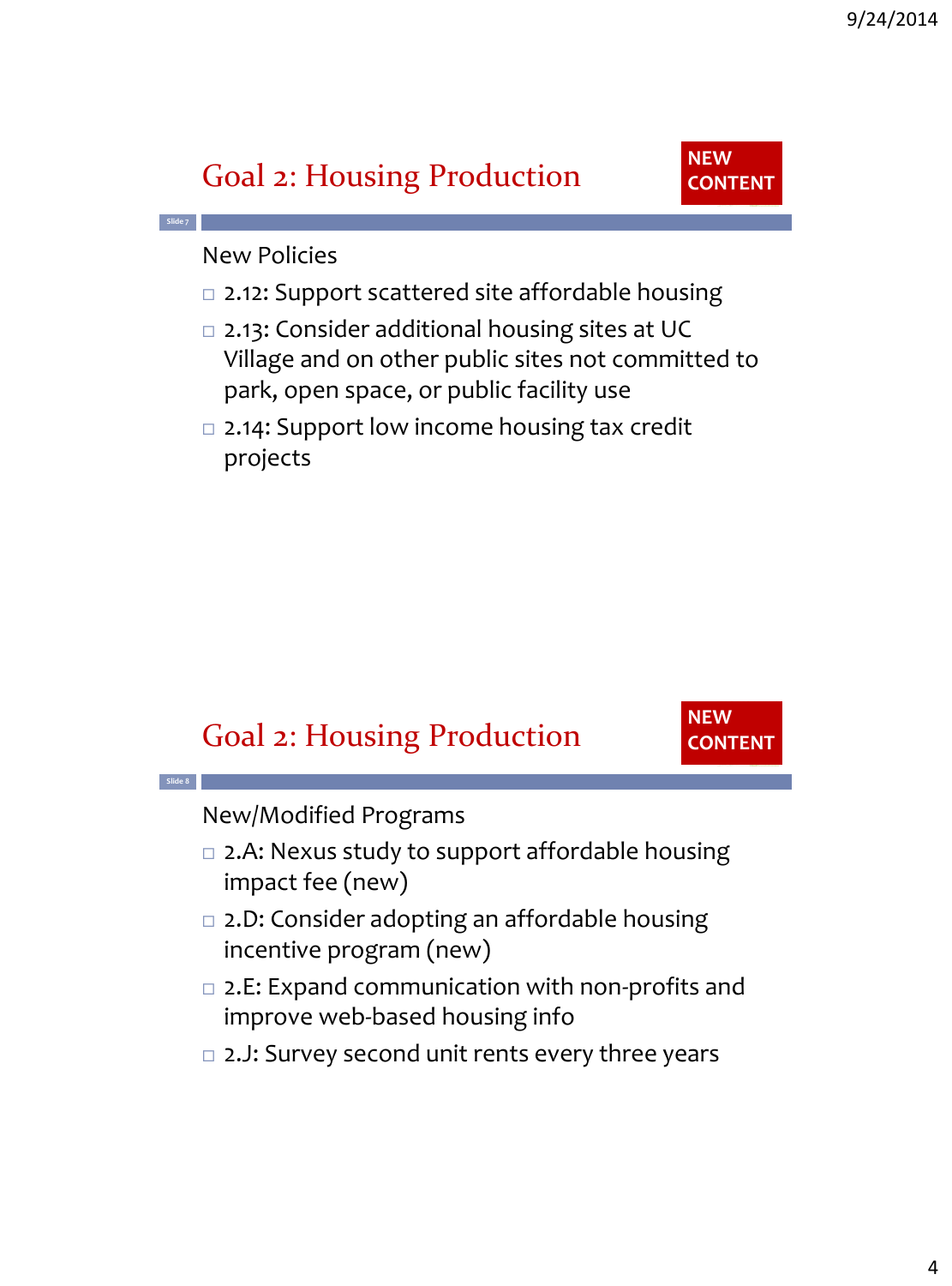## Goal 2: Housing Production

**NEW CONTENT**

New Policies

- 2.12: Support scattered site affordable housing
- 2.13: Consider additional housing sites at UC Village and on other public sites not committed to park, open space, or public facility use
- 2.14: Support low income housing tax credit projects

## Goal 2: Housing Production

**NEW CONTENT**

New/Modified Programs

- 2.A: Nexus study to support affordable housing impact fee (new)
- 2.D: Consider adopting an affordable housing incentive program (new)
- 2.E: Expand communication with non-profits and improve web-based housing info
- 2.J: Survey second unit rents every three years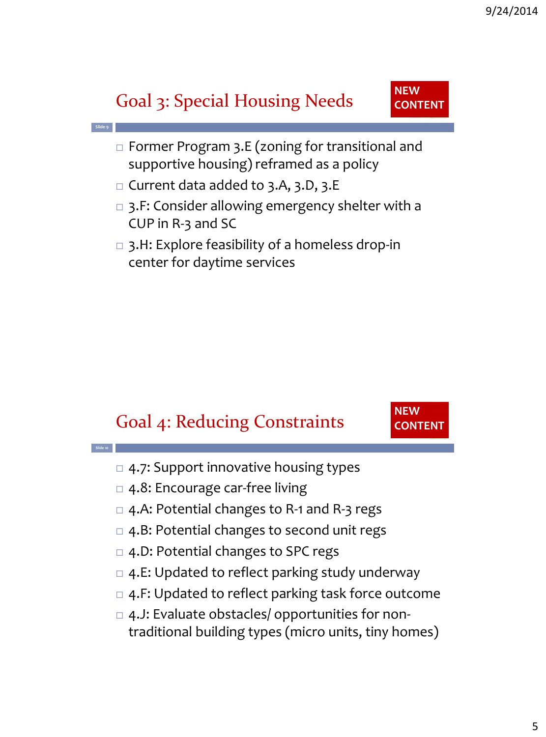## Goal 3: Special Housing Needs

**NEW CONTENT**

- Former Program 3.E (zoning for transitional and supportive housing) reframed as a policy
- Current data added to 3.A, 3.D, 3.E
- 3.F: Consider allowing emergency shelter with a CUP in R-3 and SC
- 3.H: Explore feasibility of a homeless drop-in center for daytime services

## Goal 4: Reducing Constraints

**NEW CONTENT**

- 4.7: Support innovative housing types
- 4.8: Encourage car-free living
- 4.A: Potential changes to R-1 and R-3 regs
- 4.B: Potential changes to second unit regs
- 4.D: Potential changes to SPC regs
- 4.E: Updated to reflect parking study underway
- 4.F: Updated to reflect parking task force outcome
- 4.J: Evaluate obstacles/ opportunities for non-traditional building types (micro units, tiny homes)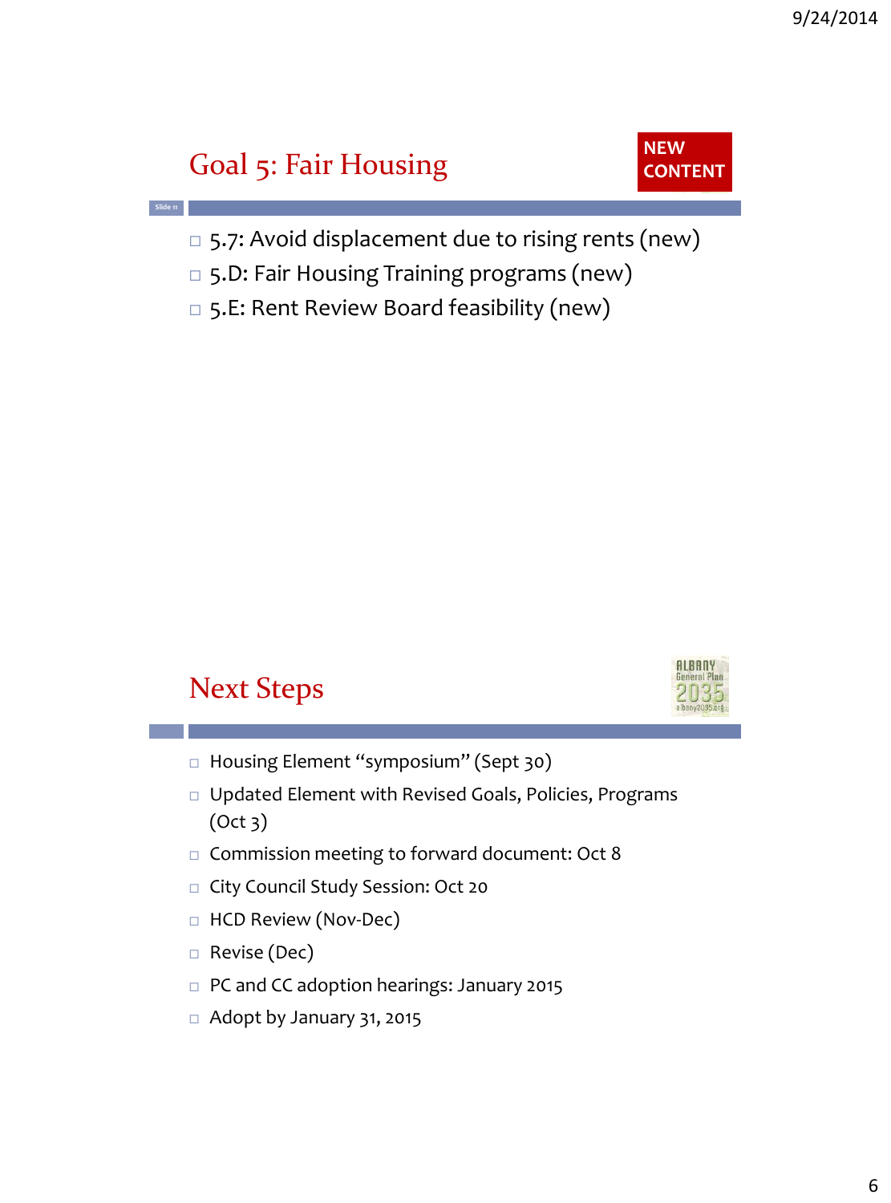## Goal 5: Fair Housing

**NEW CONTENT**

- 5.7: Avoid displacement due to rising rents (new)
- 5.D: Fair Housing Training programs (new)
- 5.E: Rent Review Board feasibility (new)

## Next Steps

- Housing Element "symposium" (Sept 30)
- Updated Element with Revised Goals, Policies, Programs (Oct 3)
- Commission meeting to forward document: Oct 8
- City Council Study Session: Oct 20
- HCD Review (Nov-Dec)
- Revise (Dec)
- PC and CC adoption hearings: January 2015
- Adopt by January 31, 2015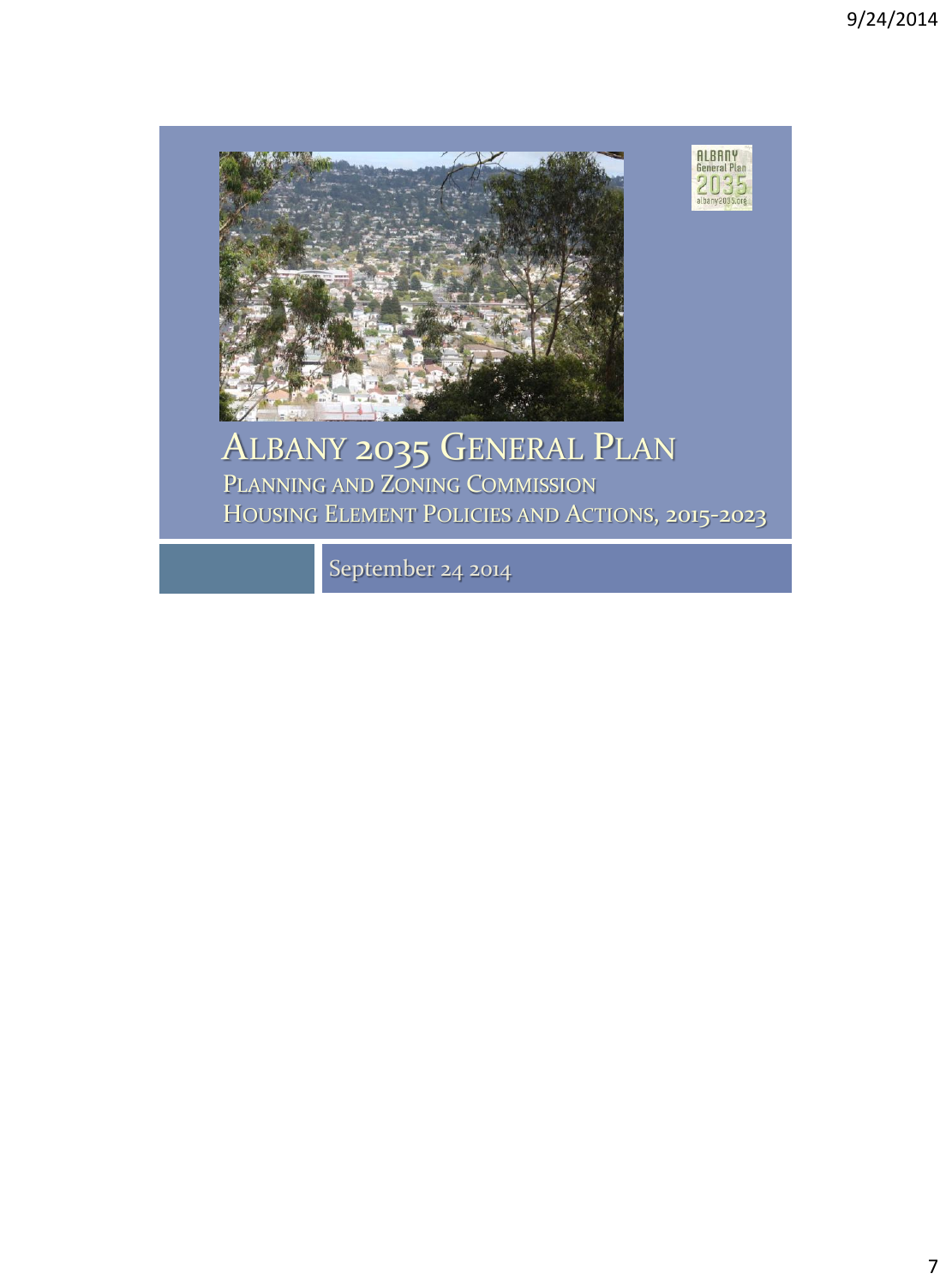# Albany 2035 General Plan

Planning and Zoning Commission

Housing Element Policies and Actions, 2015-2023

September 24 2014